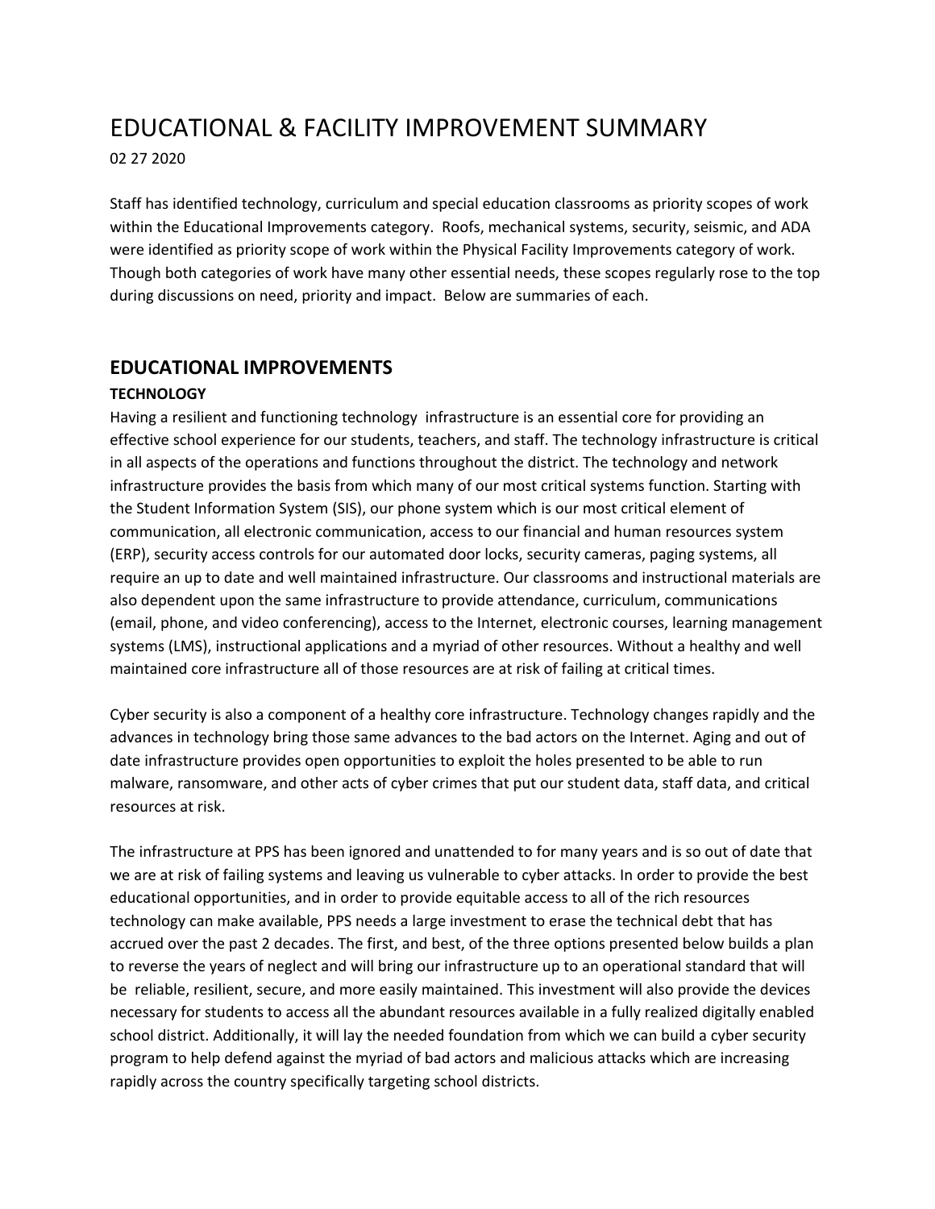# EDUCATIONAL & FACILITY IMPROVEMENT SUMMARY

02 27 2020

Staff has identified technology, curriculum and special education classrooms as priority scopes of work within the Educational Improvements category. Roofs, mechanical systems, security, seismic, and ADA were identified as priority scope of work within the Physical Facility Improvements category of work. Though both categories of work have many other essential needs, these scopes regularly rose to the top during discussions on need, priority and impact. Below are summaries of each.

## EDUCATIONAL IMPROVEMENTS

### TECHNOLOGY

Having a resilient and functioning technology infrastructure is an essential core for providing an effective school experience for our students, teachers, and staff. The technology infrastructure is critical in all aspects of the operations and functions throughout the district. The technology and network infrastructure provides the basis from which many of our most critical systems function. Starting with the Student Information System (SIS), our phone system which is our most critical element of communication, all electronic communication, access to our financial and human resources system (ERP), security access controls for our automated door locks, security cameras, paging systems, all require an up to date and well maintained infrastructure. Our classrooms and instructional materials are also dependent upon the same infrastructure to provide attendance, curriculum, communications (email, phone, and video conferencing), access to the Internet, electronic courses, learning management systems (LMS), instructional applications and a myriad of other resources. Without a healthy and well maintained core infrastructure all of those resources are at risk of failing at critical times.

Cyber security is also a component of a healthy core infrastructure. Technology changes rapidly and the advances in technology bring those same advances to the bad actors on the Internet. Aging and out of date infrastructure provides open opportunities to exploit the holes presented to be able to run malware, ransomware, and other acts of cyber crimes that put our student data, staff data, and critical resources at risk.

The infrastructure at PPS has been ignored and unattended to for many years and is so out of date that we are at risk of failing systems and leaving us vulnerable to cyber attacks. In order to provide the best educational opportunities, and in order to provide equitable access to all of the rich resources technology can make available, PPS needs a large investment to erase the technical debt that has accrued over the past 2 decades. The first, and best, of the three options presented below builds a plan to reverse the years of neglect and will bring our infrastructure up to an operational standard that will be reliable, resilient, secure, and more easily maintained. This investment will also provide the devices necessary for students to access all the abundant resources available in a fully realized digitally enabled school district. Additionally, it will lay the needed foundation from which we can build a cyber security program to help defend against the myriad of bad actors and malicious attacks which are increasing rapidly across the country specifically targeting school districts.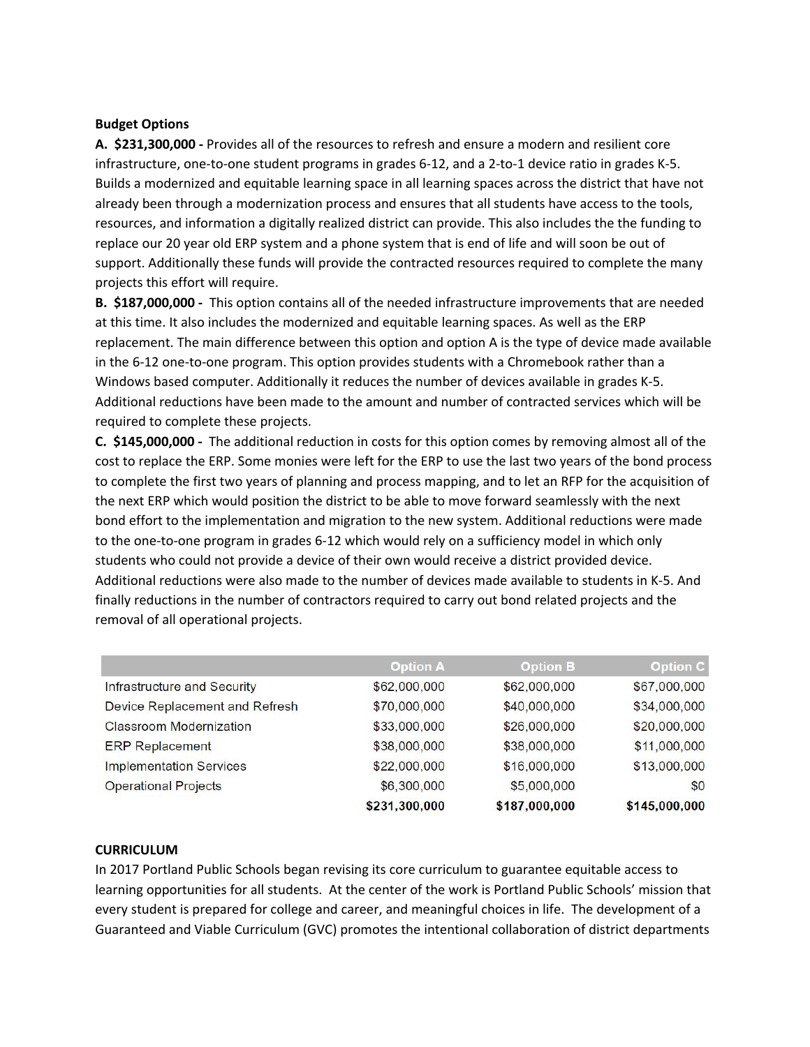**Budget Options**

**A. $231,300,000 -** Provides all of the resources to refresh and ensure a modern and resilient core infrastructure, one-to-one student programs in grades 6-12, and a 2-to-1 device ratio in grades K-5. Builds a modernized and equitable learning space in all learning spaces across the district that have not already been through a modernization process and ensures that all students have access to the tools, resources, and information a digitally realized district can provide. This also includes the the funding to replace our 20 year old ERP system and a phone system that is end of life and will soon be out of support. Additionally these funds will provide the contracted resources required to complete the many projects this effort will require.

**B. $187,000,000 -** This option contains all of the needed infrastructure improvements that are needed at this time. It also includes the modernized and equitable learning spaces. As well as the ERP replacement. The main difference between this option and option A is the type of device made available in the 6-12 one-to-one program. This option provides students with a Chromebook rather than a Windows based computer. Additionally it reduces the number of devices available in grades K-5. Additional reductions have been made to the amount and number of contracted services which will be required to complete these projects.

**C. $145,000,000 -** The additional reduction in costs for this option comes by removing almost all of the cost to replace the ERP. Some monies were left for the ERP to use the last two years of the bond process to complete the first two years of planning and process mapping, and to let an RFP for the acquisition of the next ERP which would position the district to be able to move forward seamlessly with the next bond effort to the implementation and migration to the new system. Additional reductions were made to the one-to-one program in grades 6-12 which would rely on a sufficiency model in which only students who could not provide a device of their own would receive a district provided device. Additional reductions were also made to the number of devices made available to students in K-5. And finally reductions in the number of contractors required to carry out bond related projects and the removal of all operational projects.

| | Option A | Option B | Option C |
|---|---|---|---|
| Infrastructure and Security | $62,000,000 | $62,000,000 | $67,000,000 |
| Device Replacement and Refresh | $70,000,000 | $40,000,000 | $34,000,000 |
| Classroom Modernization | $33,000,000 | $26,000,000 | $20,000,000 |
| ERP Replacement | $38,000,000 | $38,000,000 | $11,000,000 |
| Implementation Services | $22,000,000 | $16,000,000 | $13,000,000 |
| Operational Projects | $6,300,000 | $5,000,000 | $0 |
| | **$231,300,000** | **$187,000,000** | **$145,000,000** |

**CURRICULUM**

In 2017 Portland Public Schools began revising its core curriculum to guarantee equitable access to learning opportunities for all students. At the center of the work is Portland Public Schools' mission that every student is prepared for college and career, and meaningful choices in life. The development of a Guaranteed and Viable Curriculum (GVC) promotes the intentional collaboration of district departments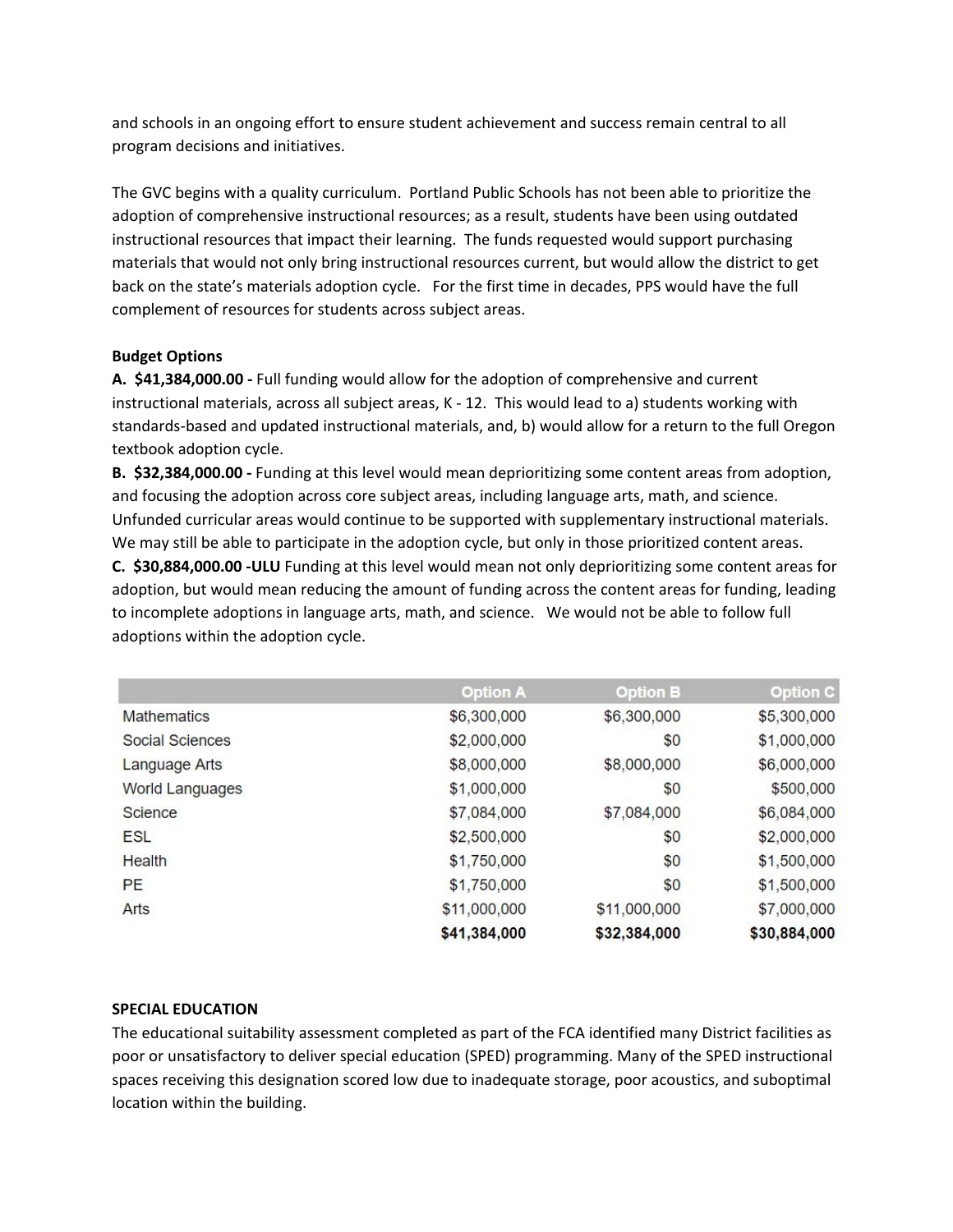and schools in an ongoing effort to ensure student achievement and success remain central to all program decisions and initiatives.

The GVC begins with a quality curriculum. Portland Public Schools has not been able to prioritize the adoption of comprehensive instructional resources; as a result, students have been using outdated instructional resources that impact their learning. The funds requested would support purchasing materials that would not only bring instructional resources current, but would allow the district to get back on the state's materials adoption cycle. For the first time in decades, PPS would have the full complement of resources for students across subject areas.

**Budget Options**

**A. $41,384,000.00 -** Full funding would allow for the adoption of comprehensive and current instructional materials, across all subject areas, K - 12. This would lead to a) students working with standards-based and updated instructional materials, and, b) would allow for a return to the full Oregon textbook adoption cycle.

**B. $32,384,000.00 -** Funding at this level would mean deprioritizing some content areas from adoption, and focusing the adoption across core subject areas, including language arts, math, and science. Unfunded curricular areas would continue to be supported with supplementary instructional materials. We may still be able to participate in the adoption cycle, but only in those prioritized content areas.

**C. $30,884,000.00 -ULU** Funding at this level would mean not only deprioritizing some content areas for adoption, but would mean reducing the amount of funding across the content areas for funding, leading to incomplete adoptions in language arts, math, and science. We would not be able to follow full adoptions within the adoption cycle.

| | Option A | Option B | Option C |
|---|---:|---:|---:|
| Mathematics | $6,300,000 | $6,300,000 | $5,300,000 |
| Social Sciences | $2,000,000 | $0 | $1,000,000 |
| Language Arts | $8,000,000 | $8,000,000 | $6,000,000 |
| World Languages | $1,000,000 | $0 | $500,000 |
| Science | $7,084,000 | $7,084,000 | $6,084,000 |
| ESL | $2,500,000 | $0 | $2,000,000 |
| Health | $1,750,000 | $0 | $1,500,000 |
| PE | $1,750,000 | $0 | $1,500,000 |
| Arts | $11,000,000 | $11,000,000 | $7,000,000 |
| | **$41,384,000** | **$32,384,000** | **$30,884,000** |

**SPECIAL EDUCATION**

The educational suitability assessment completed as part of the FCA identified many District facilities as poor or unsatisfactory to deliver special education (SPED) programming. Many of the SPED instructional spaces receiving this designation scored low due to inadequate storage, poor acoustics, and suboptimal location within the building.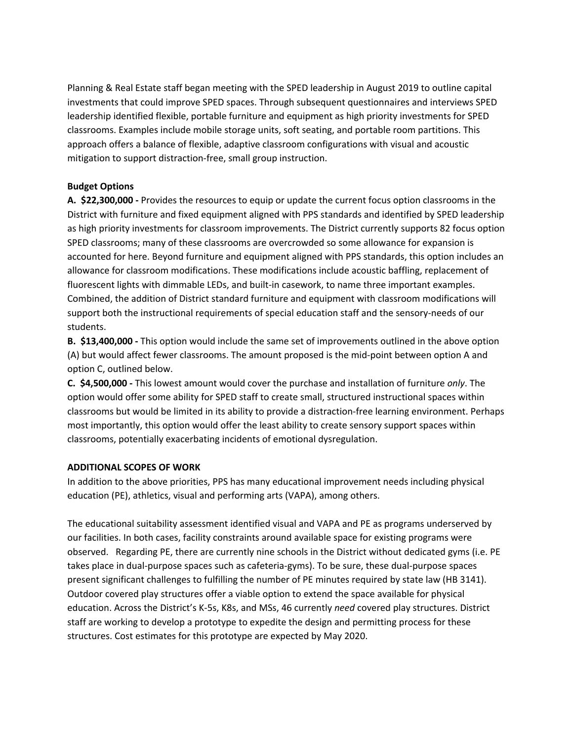Planning & Real Estate staff began meeting with the SPED leadership in August 2019 to outline capital investments that could improve SPED spaces. Through subsequent questionnaires and interviews SPED leadership identified flexible, portable furniture and equipment as high priority investments for SPED classrooms. Examples include mobile storage units, soft seating, and portable room partitions. This approach offers a balance of flexible, adaptive classroom configurations with visual and acoustic mitigation to support distraction-free, small group instruction.

**Budget Options**

**A. $22,300,000 -** Provides the resources to equip or update the current focus option classrooms in the District with furniture and fixed equipment aligned with PPS standards and identified by SPED leadership as high priority investments for classroom improvements. The District currently supports 82 focus option SPED classrooms; many of these classrooms are overcrowded so some allowance for expansion is accounted for here. Beyond furniture and equipment aligned with PPS standards, this option includes an allowance for classroom modifications. These modifications include acoustic baffling, replacement of fluorescent lights with dimmable LEDs, and built-in casework, to name three important examples. Combined, the addition of District standard furniture and equipment with classroom modifications will support both the instructional requirements of special education staff and the sensory-needs of our students.

**B. $13,400,000 -** This option would include the same set of improvements outlined in the above option (A) but would affect fewer classrooms. The amount proposed is the mid-point between option A and option C, outlined below.

**C. $4,500,000 -** This lowest amount would cover the purchase and installation of furniture *only*. The option would offer some ability for SPED staff to create small, structured instructional spaces within classrooms but would be limited in its ability to provide a distraction-free learning environment. Perhaps most importantly, this option would offer the least ability to create sensory support spaces within classrooms, potentially exacerbating incidents of emotional dysregulation.

**ADDITIONAL SCOPES OF WORK**

In addition to the above priorities, PPS has many educational improvement needs including physical education (PE), athletics, visual and performing arts (VAPA), among others.

The educational suitability assessment identified visual and VAPA and PE as programs underserved by our facilities. In both cases, facility constraints around available space for existing programs were observed. Regarding PE, there are currently nine schools in the District without dedicated gyms (i.e. PE takes place in dual-purpose spaces such as cafeteria-gyms). To be sure, these dual-purpose spaces present significant challenges to fulfilling the number of PE minutes required by state law (HB 3141). Outdoor covered play structures offer a viable option to extend the space available for physical education. Across the District's K-5s, K8s, and MSs, 46 currently *need* covered play structures. District staff are working to develop a prototype to expedite the design and permitting process for these structures. Cost estimates for this prototype are expected by May 2020.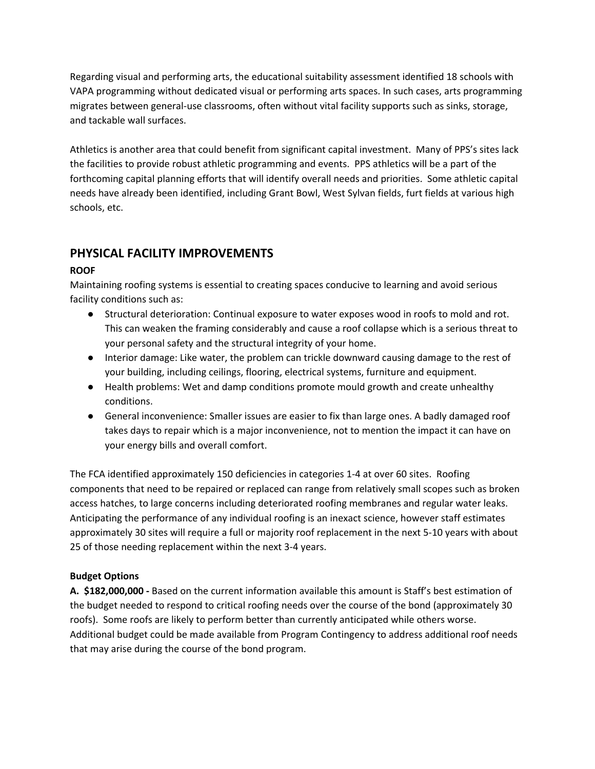Regarding visual and performing arts, the educational suitability assessment identified 18 schools with VAPA programming without dedicated visual or performing arts spaces. In such cases, arts programming migrates between general-use classrooms, often without vital facility supports such as sinks, storage, and tackable wall surfaces.

Athletics is another area that could benefit from significant capital investment. Many of PPS's sites lack the facilities to provide robust athletic programming and events. PPS athletics will be a part of the forthcoming capital planning efforts that will identify overall needs and priorities. Some athletic capital needs have already been identified, including Grant Bowl, West Sylvan fields, furt fields at various high schools, etc.

## PHYSICAL FACILITY IMPROVEMENTS

**ROOF**

Maintaining roofing systems is essential to creating spaces conducive to learning and avoid serious facility conditions such as:

- Structural deterioration: Continual exposure to water exposes wood in roofs to mold and rot. This can weaken the framing considerably and cause a roof collapse which is a serious threat to your personal safety and the structural integrity of your home.
- Interior damage: Like water, the problem can trickle downward causing damage to the rest of your building, including ceilings, flooring, electrical systems, furniture and equipment.
- Health problems: Wet and damp conditions promote mould growth and create unhealthy conditions.
- General inconvenience: Smaller issues are easier to fix than large ones. A badly damaged roof takes days to repair which is a major inconvenience, not to mention the impact it can have on your energy bills and overall comfort.

The FCA identified approximately 150 deficiencies in categories 1-4 at over 60 sites. Roofing components that need to be repaired or replaced can range from relatively small scopes such as broken access hatches, to large concerns including deteriorated roofing membranes and regular water leaks. Anticipating the performance of any individual roofing is an inexact science, however staff estimates approximately 30 sites will require a full or majority roof replacement in the next 5-10 years with about 25 of those needing replacement within the next 3-4 years.

**Budget Options**

**A. $182,000,000 -** Based on the current information available this amount is Staff's best estimation of the budget needed to respond to critical roofing needs over the course of the bond (approximately 30 roofs). Some roofs are likely to perform better than currently anticipated while others worse. Additional budget could be made available from Program Contingency to address additional roof needs that may arise during the course of the bond program.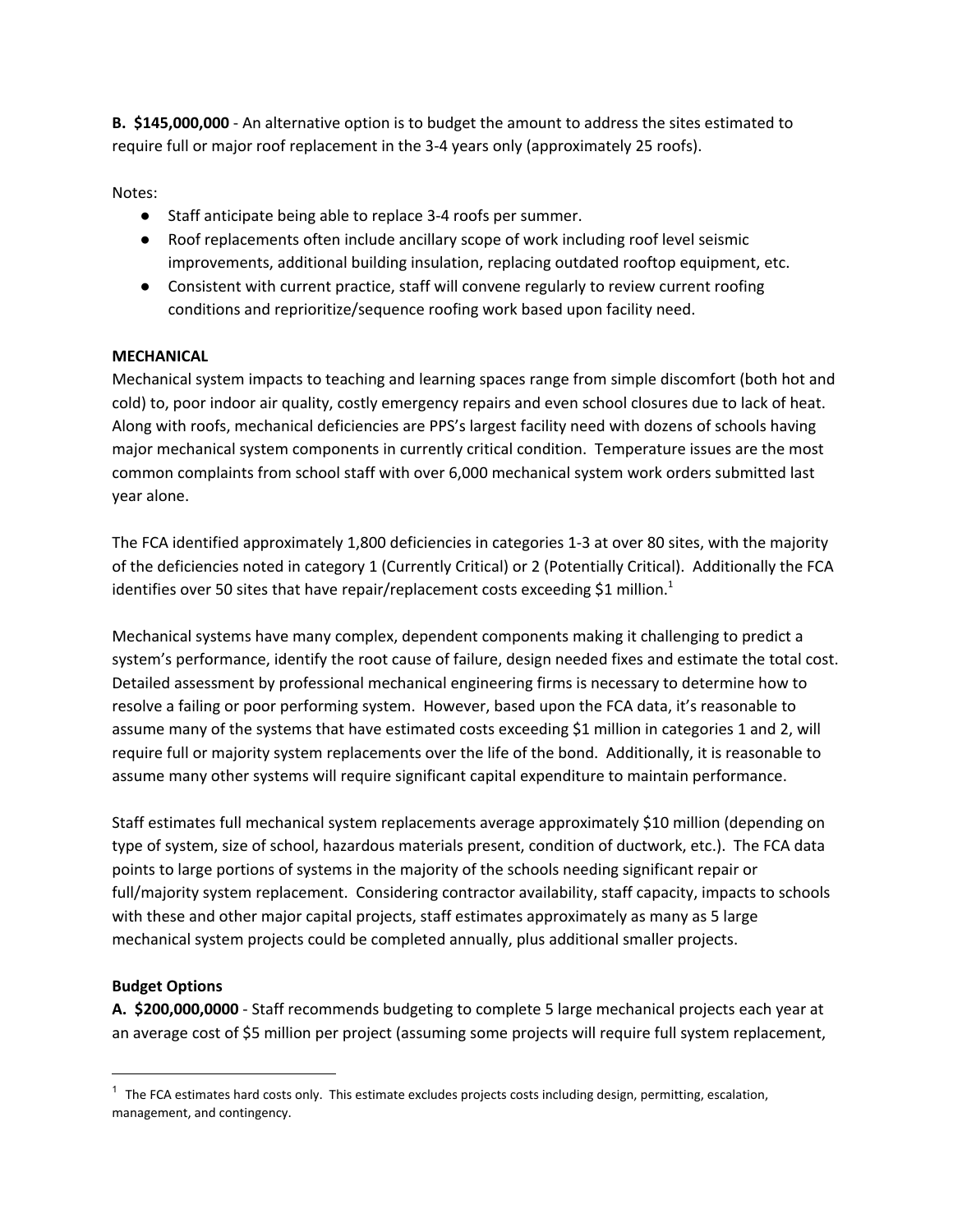**B. $145,000,000** - An alternative option is to budget the amount to address the sites estimated to require full or major roof replacement in the 3-4 years only (approximately 25 roofs).

Notes:

- Staff anticipate being able to replace 3-4 roofs per summer.
- Roof replacements often include ancillary scope of work including roof level seismic improvements, additional building insulation, replacing outdated rooftop equipment, etc.
- Consistent with current practice, staff will convene regularly to review current roofing conditions and reprioritize/sequence roofing work based upon facility need.

**MECHANICAL**

Mechanical system impacts to teaching and learning spaces range from simple discomfort (both hot and cold) to, poor indoor air quality, costly emergency repairs and even school closures due to lack of heat. Along with roofs, mechanical deficiencies are PPS's largest facility need with dozens of schools having major mechanical system components in currently critical condition. Temperature issues are the most common complaints from school staff with over 6,000 mechanical system work orders submitted last year alone.

The FCA identified approximately 1,800 deficiencies in categories 1-3 at over 80 sites, with the majority of the deficiencies noted in category 1 (Currently Critical) or 2 (Potentially Critical). Additionally the FCA identifies over 50 sites that have repair/replacement costs exceeding $1 million.[1]

Mechanical systems have many complex, dependent components making it challenging to predict a system's performance, identify the root cause of failure, design needed fixes and estimate the total cost. Detailed assessment by professional mechanical engineering firms is necessary to determine how to resolve a failing or poor performing system. However, based upon the FCA data, it's reasonable to assume many of the systems that have estimated costs exceeding $1 million in categories 1 and 2, will require full or majority system replacements over the life of the bond. Additionally, it is reasonable to assume many other systems will require significant capital expenditure to maintain performance.

Staff estimates full mechanical system replacements average approximately $10 million (depending on type of system, size of school, hazardous materials present, condition of ductwork, etc.). The FCA data points to large portions of systems in the majority of the schools needing significant repair or full/majority system replacement. Considering contractor availability, staff capacity, impacts to schools with these and other major capital projects, staff estimates approximately as many as 5 large mechanical system projects could be completed annually, plus additional smaller projects.

**Budget Options**

**A. $200,000,0000** - Staff recommends budgeting to complete 5 large mechanical projects each year at an average cost of $5 million per project (assuming some projects will require full system replacement,

---

[1] The FCA estimates hard costs only. This estimate excludes projects costs including design, permitting, escalation, management, and contingency.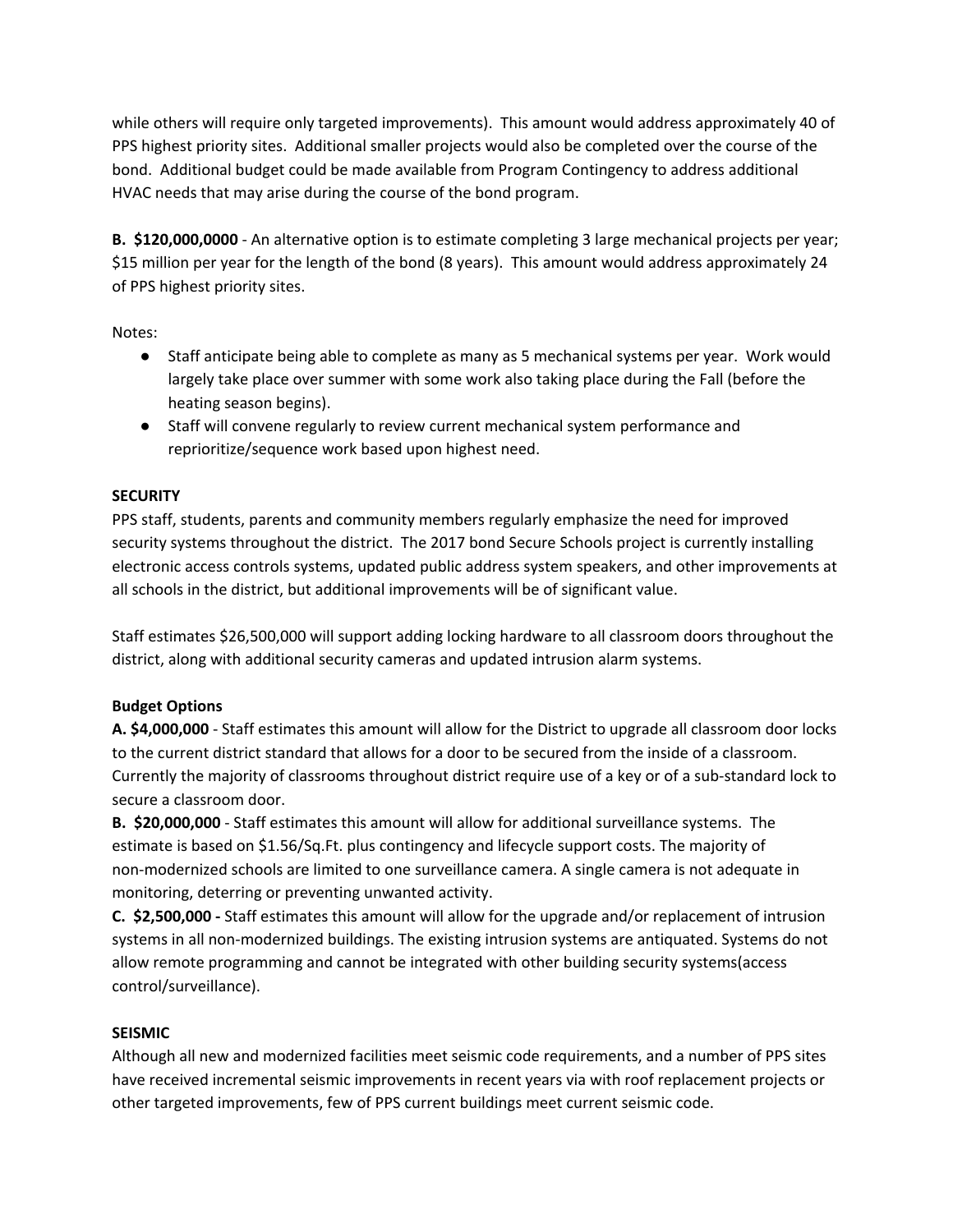while others will require only targeted improvements). This amount would address approximately 40 of PPS highest priority sites. Additional smaller projects would also be completed over the course of the bond. Additional budget could be made available from Program Contingency to address additional HVAC needs that may arise during the course of the bond program.

**B. $120,000,0000** - An alternative option is to estimate completing 3 large mechanical projects per year; $15 million per year for the length of the bond (8 years). This amount would address approximately 24 of PPS highest priority sites.

Notes:

- Staff anticipate being able to complete as many as 5 mechanical systems per year. Work would largely take place over summer with some work also taking place during the Fall (before the heating season begins).
- Staff will convene regularly to review current mechanical system performance and reprioritize/sequence work based upon highest need.

**SECURITY**

PPS staff, students, parents and community members regularly emphasize the need for improved security systems throughout the district. The 2017 bond Secure Schools project is currently installing electronic access controls systems, updated public address system speakers, and other improvements at all schools in the district, but additional improvements will be of significant value.

Staff estimates $26,500,000 will support adding locking hardware to all classroom doors throughout the district, along with additional security cameras and updated intrusion alarm systems.

**Budget Options**

**A. $4,000,000** - Staff estimates this amount will allow for the District to upgrade all classroom door locks to the current district standard that allows for a door to be secured from the inside of a classroom. Currently the majority of classrooms throughout district require use of a key or of a sub-standard lock to secure a classroom door.

**B. $20,000,000** - Staff estimates this amount will allow for additional surveillance systems. The estimate is based on $1.56/Sq.Ft. plus contingency and lifecycle support costs. The majority of non-modernized schools are limited to one surveillance camera. A single camera is not adequate in monitoring, deterring or preventing unwanted activity.

**C. $2,500,000 -** Staff estimates this amount will allow for the upgrade and/or replacement of intrusion systems in all non-modernized buildings. The existing intrusion systems are antiquated. Systems do not allow remote programming and cannot be integrated with other building security systems(access control/surveillance).

**SEISMIC**

Although all new and modernized facilities meet seismic code requirements, and a number of PPS sites have received incremental seismic improvements in recent years via with roof replacement projects or other targeted improvements, few of PPS current buildings meet current seismic code.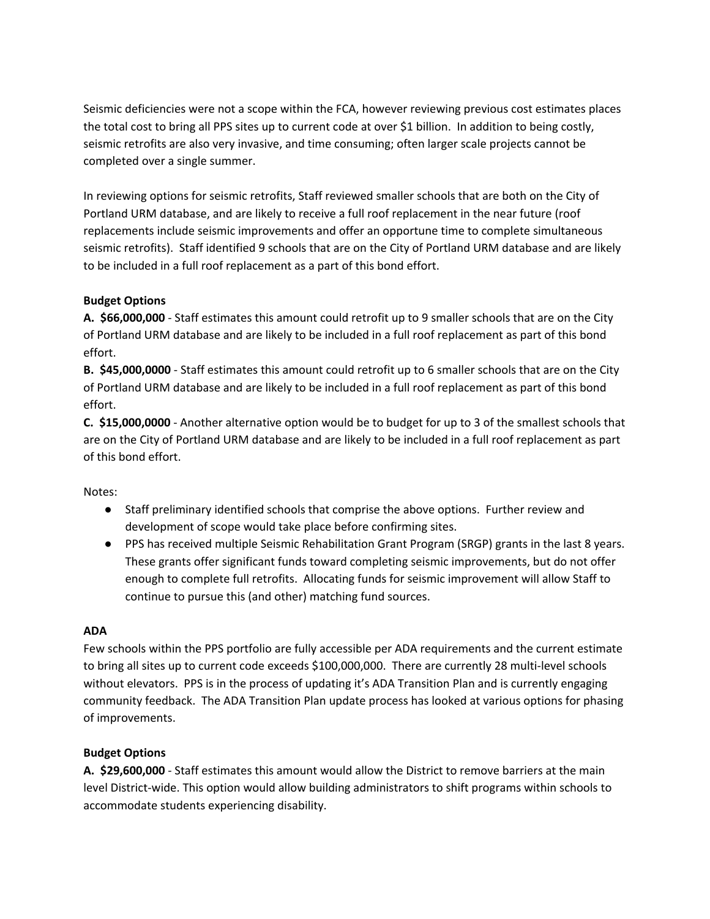Seismic deficiencies were not a scope within the FCA, however reviewing previous cost estimates places the total cost to bring all PPS sites up to current code at over $1 billion. In addition to being costly, seismic retrofits are also very invasive, and time consuming; often larger scale projects cannot be completed over a single summer.

In reviewing options for seismic retrofits, Staff reviewed smaller schools that are both on the City of Portland URM database, and are likely to receive a full roof replacement in the near future (roof replacements include seismic improvements and offer an opportune time to complete simultaneous seismic retrofits). Staff identified 9 schools that are on the City of Portland URM database and are likely to be included in a full roof replacement as a part of this bond effort.

**Budget Options**

**A. $66,000,000** - Staff estimates this amount could retrofit up to 9 smaller schools that are on the City of Portland URM database and are likely to be included in a full roof replacement as part of this bond effort.

**B. $45,000,0000** - Staff estimates this amount could retrofit up to 6 smaller schools that are on the City of Portland URM database and are likely to be included in a full roof replacement as part of this bond effort.

**C. $15,000,0000** - Another alternative option would be to budget for up to 3 of the smallest schools that are on the City of Portland URM database and are likely to be included in a full roof replacement as part of this bond effort.

Notes:

- Staff preliminary identified schools that comprise the above options. Further review and development of scope would take place before confirming sites.
- PPS has received multiple Seismic Rehabilitation Grant Program (SRGP) grants in the last 8 years. These grants offer significant funds toward completing seismic improvements, but do not offer enough to complete full retrofits. Allocating funds for seismic improvement will allow Staff to continue to pursue this (and other) matching fund sources.

**ADA**

Few schools within the PPS portfolio are fully accessible per ADA requirements and the current estimate to bring all sites up to current code exceeds $100,000,000. There are currently 28 multi-level schools without elevators. PPS is in the process of updating it's ADA Transition Plan and is currently engaging community feedback. The ADA Transition Plan update process has looked at various options for phasing of improvements.

**Budget Options**

**A. $29,600,000** - Staff estimates this amount would allow the District to remove barriers at the main level District-wide. This option would allow building administrators to shift programs within schools to accommodate students experiencing disability.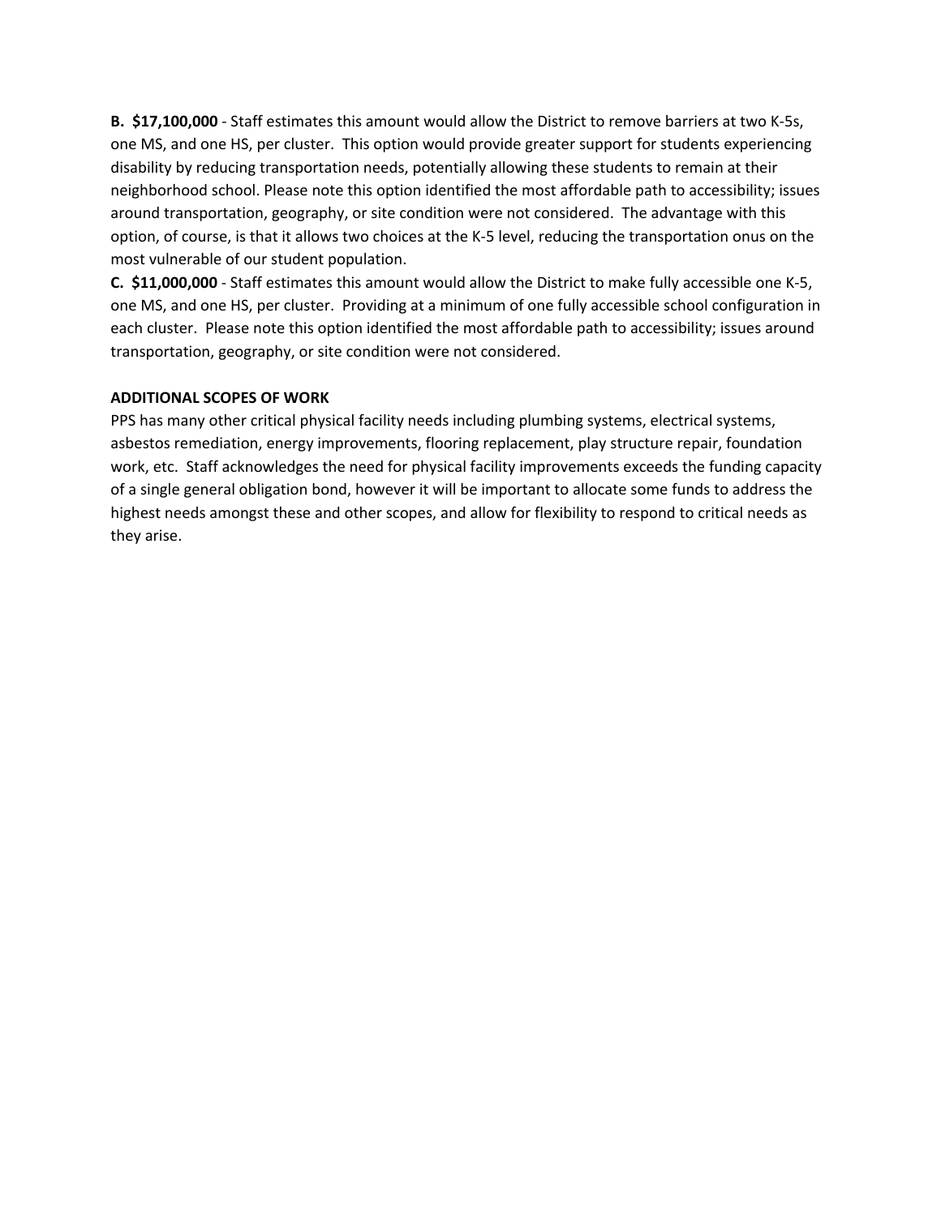**B. $17,100,000** - Staff estimates this amount would allow the District to remove barriers at two K-5s, one MS, and one HS, per cluster. This option would provide greater support for students experiencing disability by reducing transportation needs, potentially allowing these students to remain at their neighborhood school. Please note this option identified the most affordable path to accessibility; issues around transportation, geography, or site condition were not considered. The advantage with this option, of course, is that it allows two choices at the K-5 level, reducing the transportation onus on the most vulnerable of our student population.

**C. $11,000,000** - Staff estimates this amount would allow the District to make fully accessible one K-5, one MS, and one HS, per cluster. Providing at a minimum of one fully accessible school configuration in each cluster. Please note this option identified the most affordable path to accessibility; issues around transportation, geography, or site condition were not considered.

**ADDITIONAL SCOPES OF WORK**

PPS has many other critical physical facility needs including plumbing systems, electrical systems, asbestos remediation, energy improvements, flooring replacement, play structure repair, foundation work, etc. Staff acknowledges the need for physical facility improvements exceeds the funding capacity of a single general obligation bond, however it will be important to allocate some funds to address the highest needs amongst these and other scopes, and allow for flexibility to respond to critical needs as they arise.